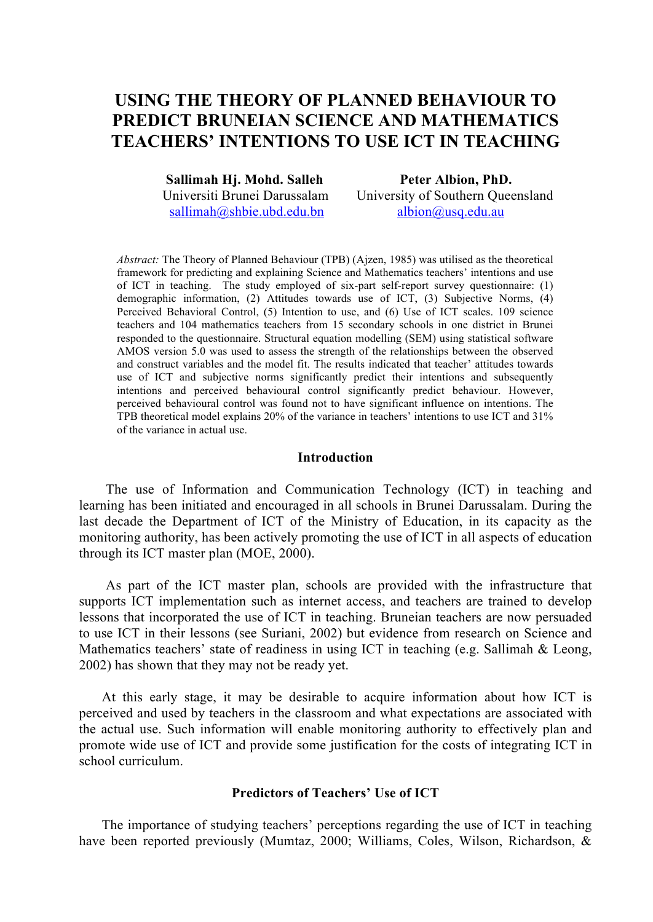# USING THE THEORY OF PLANNED BEHAVIOUR TO PREDICT BRUNEIAN SCIENCE AND MATHEMATICS TEACHERS' INTENTIONS TO USE ICT IN TEACHING

**Sallimah Hj. Mohd. Salleh**
Universiti Brunei Darussalam
sallimah@shbie.ubd.edu.bn

**Peter Albion, PhD.**
University of Southern Queensland
albion@usq.edu.au

*Abstract:* The Theory of Planned Behaviour (TPB) (Ajzen, 1985) was utilised as the theoretical framework for predicting and explaining Science and Mathematics teachers' intentions and use of ICT in teaching. The study employed of six-part self-report survey questionnaire: (1) demographic information, (2) Attitudes towards use of ICT, (3) Subjective Norms, (4) Perceived Behavioral Control, (5) Intention to use, and (6) Use of ICT scales. 109 science teachers and 104 mathematics teachers from 15 secondary schools in one district in Brunei responded to the questionnaire. Structural equation modelling (SEM) using statistical software AMOS version 5.0 was used to assess the strength of the relationships between the observed and construct variables and the model fit. The results indicated that teacher' attitudes towards use of ICT and subjective norms significantly predict their intentions and subsequently intentions and perceived behavioural control significantly predict behaviour. However, perceived behavioural control was found not to have significant influence on intentions. The TPB theoretical model explains 20% of the variance in teachers' intentions to use ICT and 31% of the variance in actual use.

## Introduction

The use of Information and Communication Technology (ICT) in teaching and learning has been initiated and encouraged in all schools in Brunei Darussalam. During the last decade the Department of ICT of the Ministry of Education, in its capacity as the monitoring authority, has been actively promoting the use of ICT in all aspects of education through its ICT master plan (MOE, 2000).

As part of the ICT master plan, schools are provided with the infrastructure that supports ICT implementation such as internet access, and teachers are trained to develop lessons that incorporated the use of ICT in teaching. Bruneian teachers are now persuaded to use ICT in their lessons (see Suriani, 2002) but evidence from research on Science and Mathematics teachers' state of readiness in using ICT in teaching (e.g. Sallimah & Leong, 2002) has shown that they may not be ready yet.

At this early stage, it may be desirable to acquire information about how ICT is perceived and used by teachers in the classroom and what expectations are associated with the actual use. Such information will enable monitoring authority to effectively plan and promote wide use of ICT and provide some justification for the costs of integrating ICT in school curriculum.

## Predictors of Teachers' Use of ICT

The importance of studying teachers' perceptions regarding the use of ICT in teaching have been reported previously (Mumtaz, 2000; Williams, Coles, Wilson, Richardson, &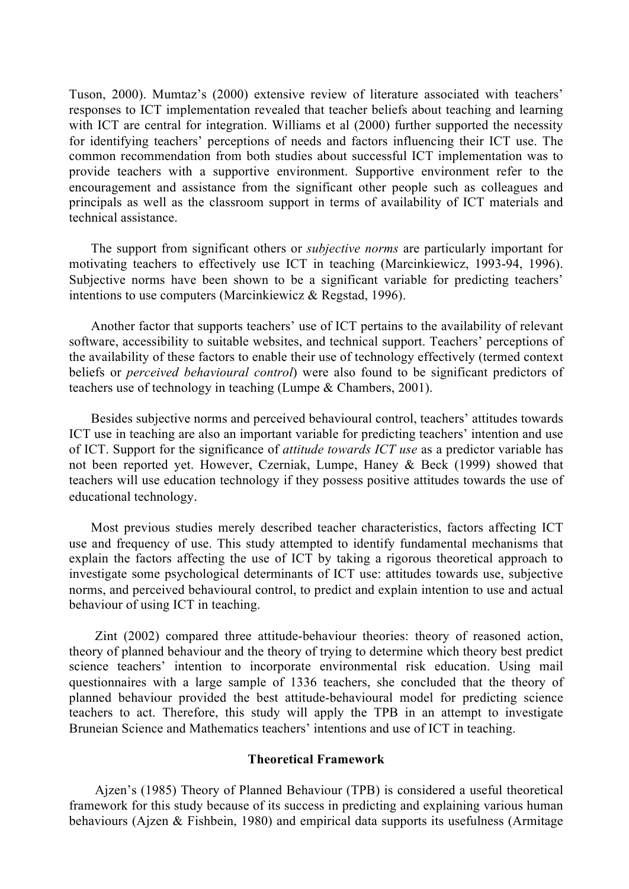Tuson, 2000). Mumtaz's (2000) extensive review of literature associated with teachers' responses to ICT implementation revealed that teacher beliefs about teaching and learning with ICT are central for integration. Williams et al (2000) further supported the necessity for identifying teachers' perceptions of needs and factors influencing their ICT use. The common recommendation from both studies about successful ICT implementation was to provide teachers with a supportive environment. Supportive environment refer to the encouragement and assistance from the significant other people such as colleagues and principals as well as the classroom support in terms of availability of ICT materials and technical assistance.

The support from significant others or *subjective norms* are particularly important for motivating teachers to effectively use ICT in teaching (Marcinkiewicz, 1993-94, 1996). Subjective norms have been shown to be a significant variable for predicting teachers' intentions to use computers (Marcinkiewicz & Regstad, 1996).

Another factor that supports teachers' use of ICT pertains to the availability of relevant software, accessibility to suitable websites, and technical support. Teachers' perceptions of the availability of these factors to enable their use of technology effectively (termed context beliefs or *perceived behavioural control*) were also found to be significant predictors of teachers use of technology in teaching (Lumpe & Chambers, 2001).

Besides subjective norms and perceived behavioural control, teachers' attitudes towards ICT use in teaching are also an important variable for predicting teachers' intention and use of ICT. Support for the significance of *attitude towards ICT use* as a predictor variable has not been reported yet. However, Czerniak, Lumpe, Haney & Beck (1999) showed that teachers will use education technology if they possess positive attitudes towards the use of educational technology.

Most previous studies merely described teacher characteristics, factors affecting ICT use and frequency of use. This study attempted to identify fundamental mechanisms that explain the factors affecting the use of ICT by taking a rigorous theoretical approach to investigate some psychological determinants of ICT use: attitudes towards use, subjective norms, and perceived behavioural control, to predict and explain intention to use and actual behaviour of using ICT in teaching.

Zint (2002) compared three attitude-behaviour theories: theory of reasoned action, theory of planned behaviour and the theory of trying to determine which theory best predict science teachers' intention to incorporate environmental risk education. Using mail questionnaires with a large sample of 1336 teachers, she concluded that the theory of planned behaviour provided the best attitude-behavioural model for predicting science teachers to act. Therefore, this study will apply the TPB in an attempt to investigate Bruneian Science and Mathematics teachers' intentions and use of ICT in teaching.

## Theoretical Framework

Ajzen's (1985) Theory of Planned Behaviour (TPB) is considered a useful theoretical framework for this study because of its success in predicting and explaining various human behaviours (Ajzen & Fishbein, 1980) and empirical data supports its usefulness (Armitage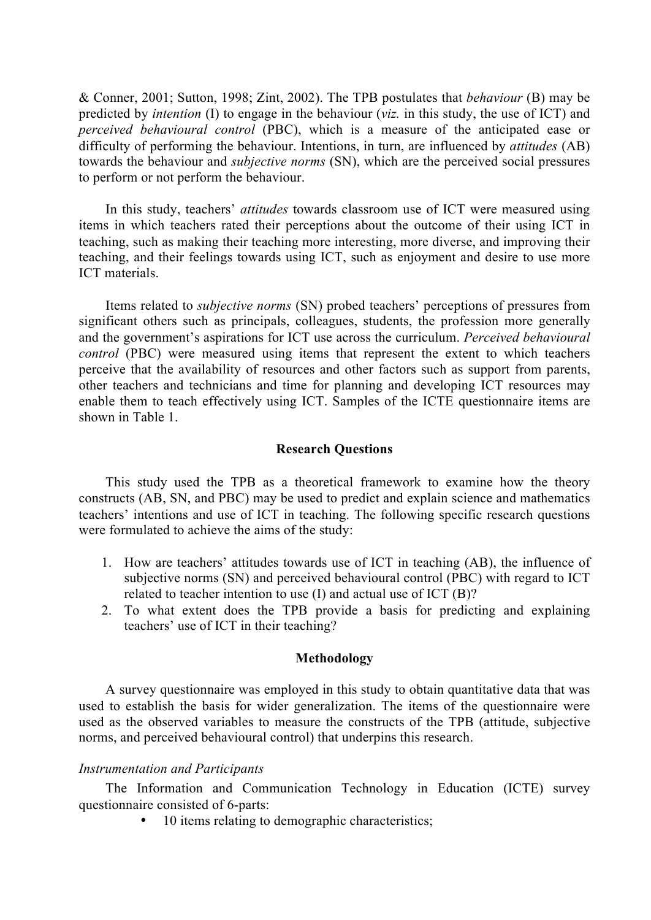& Conner, 2001; Sutton, 1998; Zint, 2002). The TPB postulates that *behaviour* (B) may be predicted by *intention* (I) to engage in the behaviour (*viz.* in this study, the use of ICT) and *perceived behavioural control* (PBC), which is a measure of the anticipated ease or difficulty of performing the behaviour. Intentions, in turn, are influenced by *attitudes* (AB) towards the behaviour and *subjective norms* (SN), which are the perceived social pressures to perform or not perform the behaviour.

In this study, teachers' *attitudes* towards classroom use of ICT were measured using items in which teachers rated their perceptions about the outcome of their using ICT in teaching, such as making their teaching more interesting, more diverse, and improving their teaching, and their feelings towards using ICT, such as enjoyment and desire to use more ICT materials.

Items related to *subjective norms* (SN) probed teachers' perceptions of pressures from significant others such as principals, colleagues, students, the profession more generally and the government's aspirations for ICT use across the curriculum. *Perceived behavioural control* (PBC) were measured using items that represent the extent to which teachers perceive that the availability of resources and other factors such as support from parents, other teachers and technicians and time for planning and developing ICT resources may enable them to teach effectively using ICT. Samples of the ICTE questionnaire items are shown in Table 1.

## Research Questions

This study used the TPB as a theoretical framework to examine how the theory constructs (AB, SN, and PBC) may be used to predict and explain science and mathematics teachers' intentions and use of ICT in teaching. The following specific research questions were formulated to achieve the aims of the study:

1. How are teachers' attitudes towards use of ICT in teaching (AB), the influence of subjective norms (SN) and perceived behavioural control (PBC) with regard to ICT related to teacher intention to use (I) and actual use of ICT (B)?
2. To what extent does the TPB provide a basis for predicting and explaining teachers' use of ICT in their teaching?

## Methodology

A survey questionnaire was employed in this study to obtain quantitative data that was used to establish the basis for wider generalization. The items of the questionnaire were used as the observed variables to measure the constructs of the TPB (attitude, subjective norms, and perceived behavioural control) that underpins this research.

### *Instrumentation and Participants*

The Information and Communication Technology in Education (ICTE) survey questionnaire consisted of 6-parts:

- 10 items relating to demographic characteristics;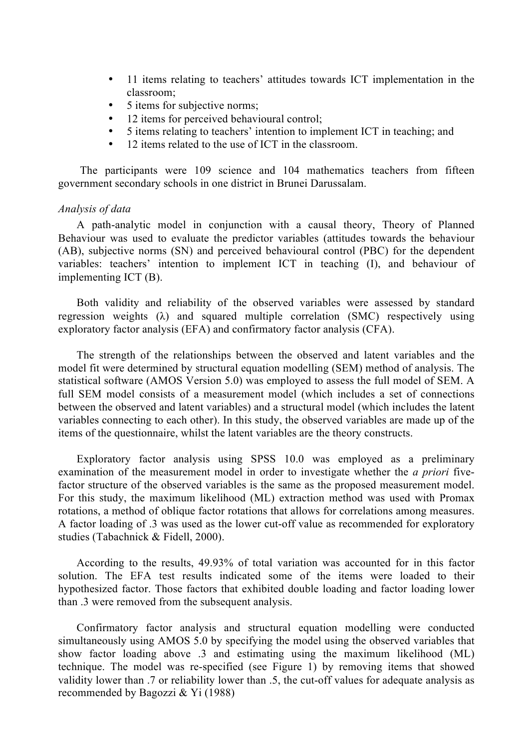- 11 items relating to teachers' attitudes towards ICT implementation in the classroom;
- 5 items for subjective norms;
- 12 items for perceived behavioural control;
- 5 items relating to teachers' intention to implement ICT in teaching; and
- 12 items related to the use of ICT in the classroom.

The participants were 109 science and 104 mathematics teachers from fifteen government secondary schools in one district in Brunei Darussalam.

*Analysis of data*

A path-analytic model in conjunction with a causal theory, Theory of Planned Behaviour was used to evaluate the predictor variables (attitudes towards the behaviour (AB), subjective norms (SN) and perceived behavioural control (PBC) for the dependent variables: teachers' intention to implement ICT in teaching (I), and behaviour of implementing ICT (B).

Both validity and reliability of the observed variables were assessed by standard regression weights ($\lambda$) and squared multiple correlation (SMC) respectively using exploratory factor analysis (EFA) and confirmatory factor analysis (CFA).

The strength of the relationships between the observed and latent variables and the model fit were determined by structural equation modelling (SEM) method of analysis. The statistical software (AMOS Version 5.0) was employed to assess the full model of SEM. A full SEM model consists of a measurement model (which includes a set of connections between the observed and latent variables) and a structural model (which includes the latent variables connecting to each other). In this study, the observed variables are made up of the items of the questionnaire, whilst the latent variables are the theory constructs.

Exploratory factor analysis using SPSS 10.0 was employed as a preliminary examination of the measurement model in order to investigate whether the *a priori* five-factor structure of the observed variables is the same as the proposed measurement model. For this study, the maximum likelihood (ML) extraction method was used with Promax rotations, a method of oblique factor rotations that allows for correlations among measures. A factor loading of .3 was used as the lower cut-off value as recommended for exploratory studies (Tabachnick & Fidell, 2000).

According to the results, 49.93% of total variation was accounted for in this factor solution. The EFA test results indicated some of the items were loaded to their hypothesized factor. Those factors that exhibited double loading and factor loading lower than .3 were removed from the subsequent analysis.

Confirmatory factor analysis and structural equation modelling were conducted simultaneously using AMOS 5.0 by specifying the model using the observed variables that show factor loading above .3 and estimating using the maximum likelihood (ML) technique. The model was re-specified (see Figure 1) by removing items that showed validity lower than .7 or reliability lower than .5, the cut-off values for adequate analysis as recommended by Bagozzi & Yi (1988)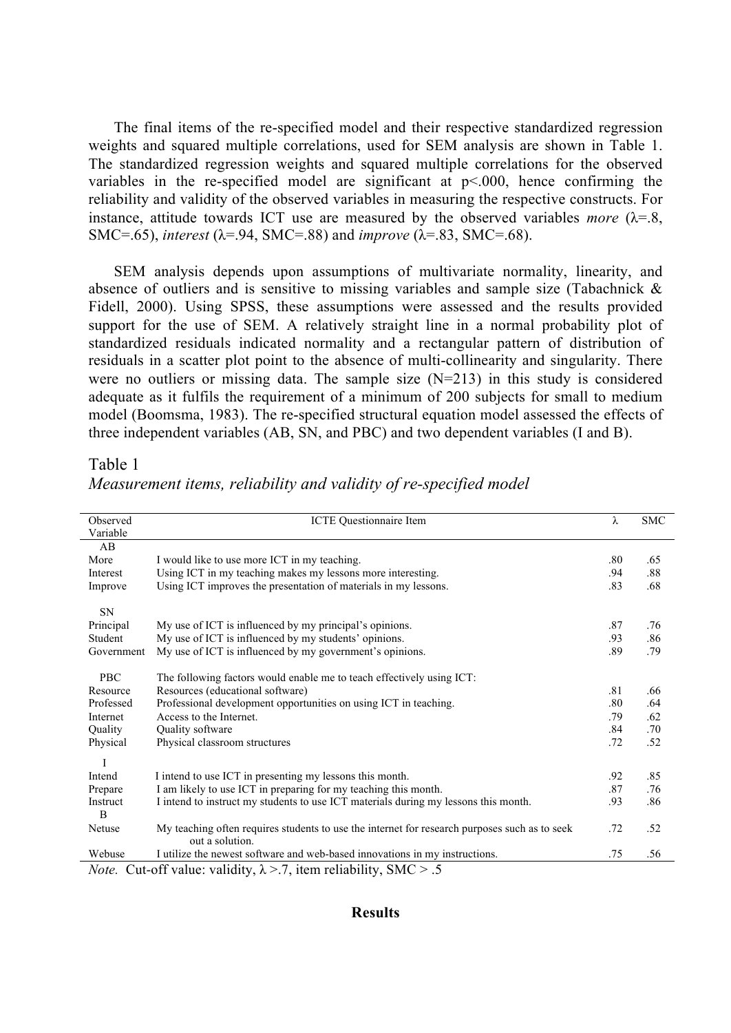The final items of the re-specified model and their respective standardized regression weights and squared multiple correlations, used for SEM analysis are shown in Table 1. The standardized regression weights and squared multiple correlations for the observed variables in the re-specified model are significant at $p<.000$, hence confirming the reliability and validity of the observed variables in measuring the respective constructs. For instance, attitude towards ICT use are measured by the observed variables *more* ($\lambda$=.8, SMC=.65), *interest* ($\lambda$=.94, SMC=.88) and *improve* ($\lambda$=.83, SMC=.68).

SEM analysis depends upon assumptions of multivariate normality, linearity, and absence of outliers and is sensitive to missing variables and sample size (Tabachnick & Fidell, 2000). Using SPSS, these assumptions were assessed and the results provided support for the use of SEM. A relatively straight line in a normal probability plot of standardized residuals indicated normality and a rectangular pattern of distribution of residuals in a scatter plot point to the absence of multi-collinearity and singularity. There were no outliers or missing data. The sample size (N=213) in this study is considered adequate as it fulfils the requirement of a minimum of 200 subjects for small to medium model (Boomsma, 1983). The re-specified structural equation model assessed the effects of three independent variables (AB, SN, and PBC) and two dependent variables (I and B).

Table 1

*Measurement items, reliability and validity of re-specified model*

| Observed Variable | ICTE Questionnaire Item | $\lambda$ | SMC |
|---|---|---|---|
| AB | | | |
| More | I would like to use more ICT in my teaching. | .80 | .65 |
| Interest | Using ICT in my teaching makes my lessons more interesting. | .94 | .88 |
| Improve | Using ICT improves the presentation of materials in my lessons. | .83 | .68 |
| SN | | | |
| Principal | My use of ICT is influenced by my principal's opinions. | .87 | .76 |
| Student | My use of ICT is influenced by my students' opinions. | .93 | .86 |
| Government | My use of ICT is influenced by my government's opinions. | .89 | .79 |
| PBC | The following factors would enable me to teach effectively using ICT: | | |
| Resource | Resources (educational software) | .81 | .66 |
| Professed | Professional development opportunities on using ICT in teaching. | .80 | .64 |
| Internet | Access to the Internet. | .79 | .62 |
| Quality | Quality software | .84 | .70 |
| Physical | Physical classroom structures | .72 | .52 |
| I | | | |
| Intend | I intend to use ICT in presenting my lessons this month. | .92 | .85 |
| Prepare | I am likely to use ICT in preparing for my teaching this month. | .87 | .76 |
| Instruct | I intend to instruct my students to use ICT materials during my lessons this month. | .93 | .86 |
| B | | | |
| Netuse | My teaching often requires students to use the internet for research purposes such as to seek out a solution. | .72 | .52 |
| Webuse | I utilize the newest software and web-based innovations in my instructions. | .75 | .56 |

*Note.* Cut-off value: validity, $\lambda > .7$, item reliability, SMC > .5

**Results**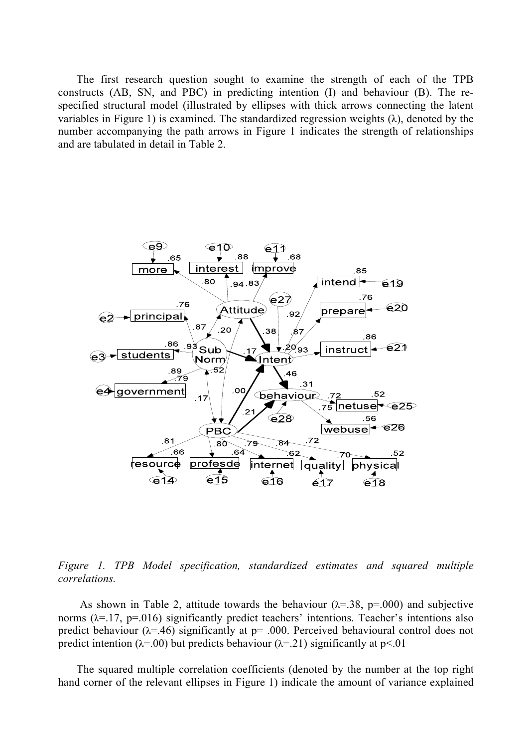The first research question sought to examine the strength of each of the TPB constructs (AB, SN, and PBC) in predicting intention (I) and behaviour (B). The re-specified structural model (illustrated by ellipses with thick arrows connecting the latent variables in Figure 1) is examined. The standardized regression weights (λ), denoted by the number accompanying the path arrows in Figure 1 indicates the strength of relationships and are tabulated in detail in Table 2.

*Figure 1. TPB Model specification, standardized estimates and squared multiple correlations.*

As shown in Table 2, attitude towards the behaviour (λ=.38, p=.000) and subjective norms (λ=.17, p=.016) significantly predict teachers' intentions. Teacher's intentions also predict behaviour (λ=.46) significantly at p= .000. Perceived behavioural control does not predict intention (λ=.00) but predicts behaviour (λ=.21) significantly at p<.01

The squared multiple correlation coefficients (denoted by the number at the top right hand corner of the relevant ellipses in Figure 1) indicate the amount of variance explained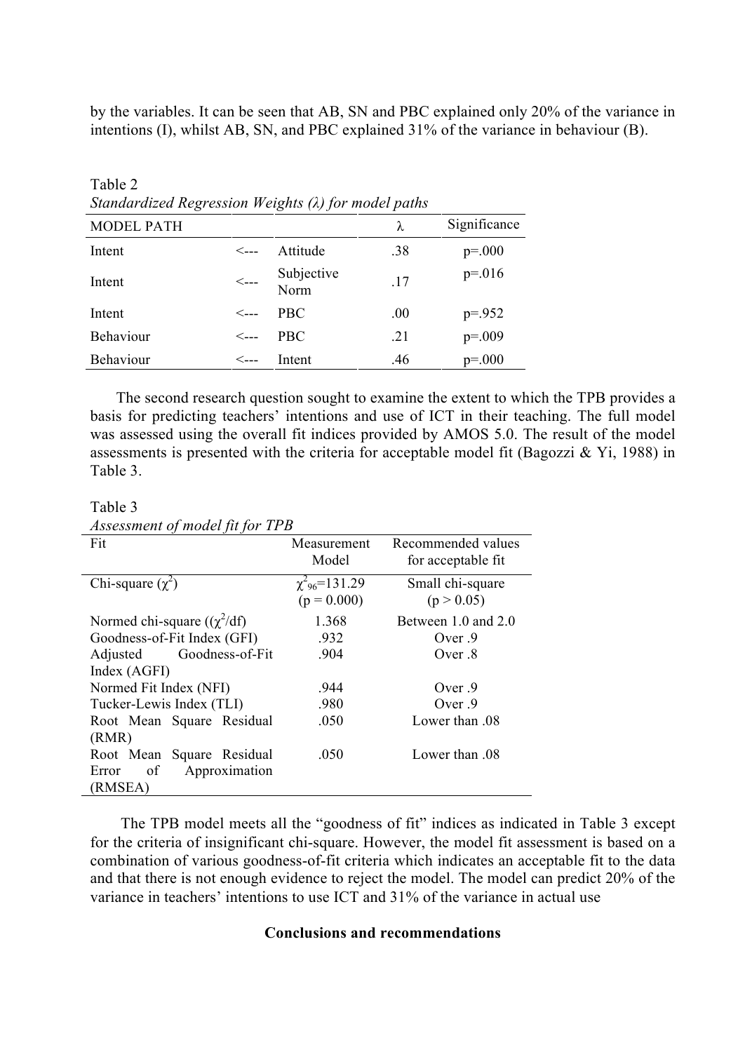by the variables. It can be seen that AB, SN and PBC explained only 20% of the variance in intentions (I), whilst AB, SN, and PBC explained 31% of the variance in behaviour (B).

Table 2

*Standardized Regression Weights (λ) for model paths*

| MODEL PATH | | | λ | Significance |
|---|---|---|---|---|
| Intent | <--- | Attitude | .38 | p=.000 |
| Intent | <--- | Subjective Norm | .17 | p=.016 |
| Intent | <--- | PBC | .00 | p=.952 |
| Behaviour | <--- | PBC | .21 | p=.009 |
| Behaviour | <--- | Intent | .46 | p=.000 |

The second research question sought to examine the extent to which the TPB provides a basis for predicting teachers' intentions and use of ICT in their teaching. The full model was assessed using the overall fit indices provided by AMOS 5.0. The result of the model assessments is presented with the criteria for acceptable model fit (Bagozzi & Yi, 1988) in Table 3.

Table 3

*Assessment of model fit for TPB*

| Fit | Measurement Model | Recommended values for acceptable fit |
|---|---|---|
| Chi-square ($\chi^2$) | $\chi^2_{96}$=131.29 (p = 0.000) | Small chi-square (p > 0.05) |
| Normed chi-square (($\chi^2$/df) | 1.368 | Between 1.0 and 2.0 |
| Goodness-of-Fit Index (GFI) | .932 | Over .9 |
| Adjusted Goodness-of-Fit Index (AGFI) | .904 | Over .8 |
| Normed Fit Index (NFI) | .944 | Over .9 |
| Tucker-Lewis Index (TLI) | .980 | Over .9 |
| Root Mean Square Residual (RMR) | .050 | Lower than .08 |
| Root Mean Square Residual Error of Approximation (RMSEA) | .050 | Lower than .08 |

The TPB model meets all the "goodness of fit" indices as indicated in Table 3 except for the criteria of insignificant chi-square. However, the model fit assessment is based on a combination of various goodness-of-fit criteria which indicates an acceptable fit to the data and that there is not enough evidence to reject the model. The model can predict 20% of the variance in teachers' intentions to use ICT and 31% of the variance in actual use

## Conclusions and recommendations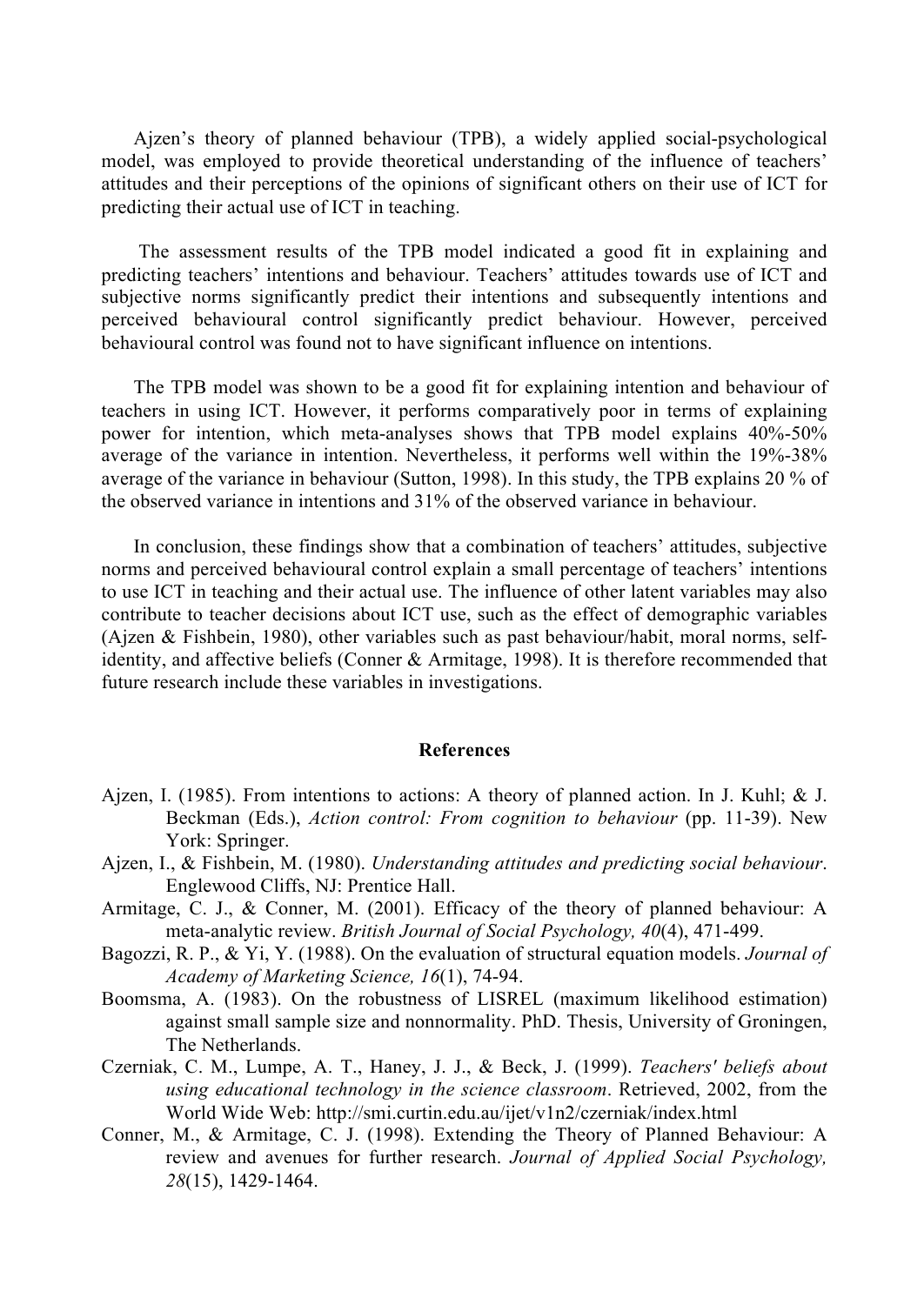Ajzen's theory of planned behaviour (TPB), a widely applied social-psychological model, was employed to provide theoretical understanding of the influence of teachers' attitudes and their perceptions of the opinions of significant others on their use of ICT for predicting their actual use of ICT in teaching.

The assessment results of the TPB model indicated a good fit in explaining and predicting teachers' intentions and behaviour. Teachers' attitudes towards use of ICT and subjective norms significantly predict their intentions and subsequently intentions and perceived behavioural control significantly predict behaviour. However, perceived behavioural control was found not to have significant influence on intentions.

The TPB model was shown to be a good fit for explaining intention and behaviour of teachers in using ICT. However, it performs comparatively poor in terms of explaining power for intention, which meta-analyses shows that TPB model explains 40%-50% average of the variance in intention. Nevertheless, it performs well within the 19%-38% average of the variance in behaviour (Sutton, 1998). In this study, the TPB explains 20 % of the observed variance in intentions and 31% of the observed variance in behaviour.

In conclusion, these findings show that a combination of teachers' attitudes, subjective norms and perceived behavioural control explain a small percentage of teachers' intentions to use ICT in teaching and their actual use. The influence of other latent variables may also contribute to teacher decisions about ICT use, such as the effect of demographic variables (Ajzen & Fishbein, 1980), other variables such as past behaviour/habit, moral norms, self-identity, and affective beliefs (Conner & Armitage, 1998). It is therefore recommended that future research include these variables in investigations.

## References

Ajzen, I. (1985). From intentions to actions: A theory of planned action. In J. Kuhl; & J. Beckman (Eds.), *Action control: From cognition to behaviour* (pp. 11-39). New York: Springer.

Ajzen, I., & Fishbein, M. (1980). *Understanding attitudes and predicting social behaviour*. Englewood Cliffs, NJ: Prentice Hall.

Armitage, C. J., & Conner, M. (2001). Efficacy of the theory of planned behaviour: A meta-analytic review. *British Journal of Social Psychology, 40*(4), 471-499.

Bagozzi, R. P., & Yi, Y. (1988). On the evaluation of structural equation models. *Journal of Academy of Marketing Science, 16*(1), 74-94.

Boomsma, A. (1983). On the robustness of LISREL (maximum likelihood estimation) against small sample size and nonnormality. PhD. Thesis, University of Groningen, The Netherlands.

Czerniak, C. M., Lumpe, A. T., Haney, J. J., & Beck, J. (1999). *Teachers' beliefs about using educational technology in the science classroom*. Retrieved, 2002, from the World Wide Web: http://smi.curtin.edu.au/ijet/v1n2/czerniak/index.html

Conner, M., & Armitage, C. J. (1998). Extending the Theory of Planned Behaviour: A review and avenues for further research. *Journal of Applied Social Psychology, 28*(15), 1429-1464.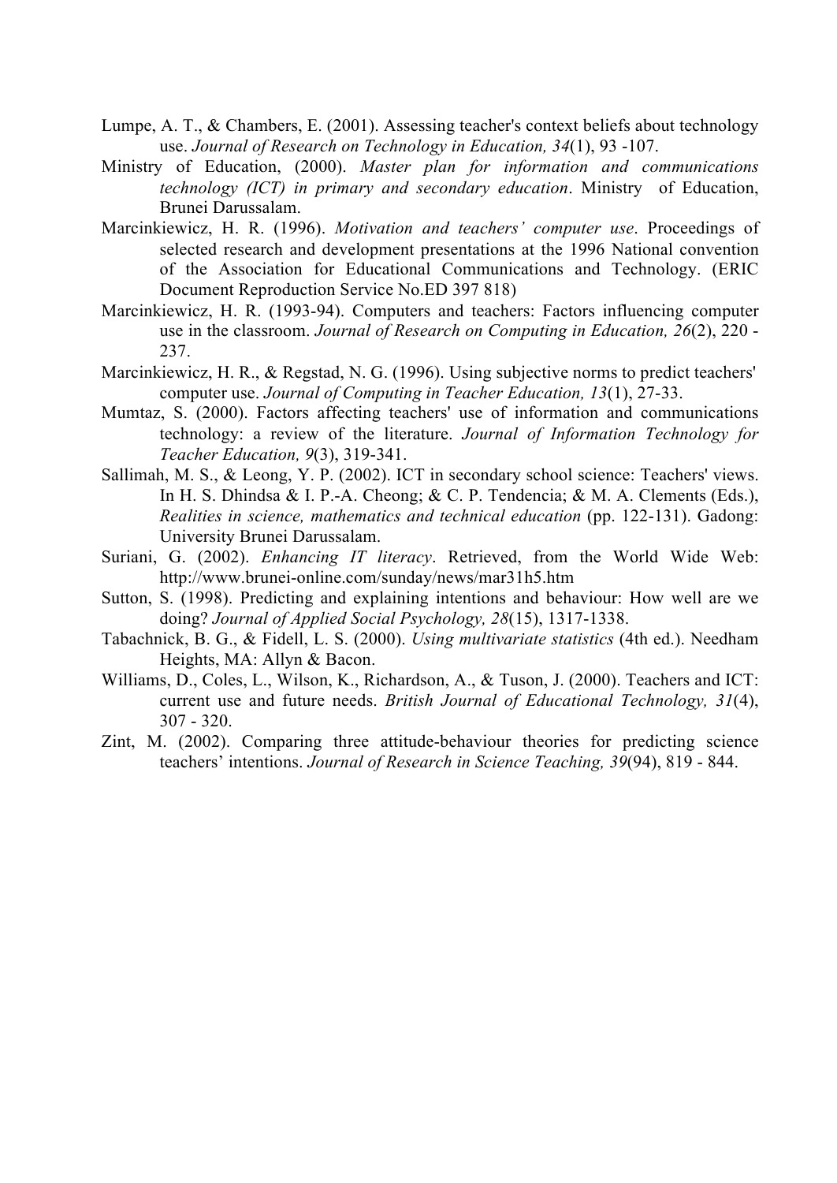Lumpe, A. T., & Chambers, E. (2001). Assessing teacher's context beliefs about technology use. *Journal of Research on Technology in Education, 34*(1), 93 -107.

Ministry of Education, (2000). *Master plan for information and communications technology (ICT) in primary and secondary education*. Ministry of Education, Brunei Darussalam.

Marcinkiewicz, H. R. (1996). *Motivation and teachers' computer use*. Proceedings of selected research and development presentations at the 1996 National convention of the Association for Educational Communications and Technology. (ERIC Document Reproduction Service No.ED 397 818)

Marcinkiewicz, H. R. (1993-94). Computers and teachers: Factors influencing computer use in the classroom. *Journal of Research on Computing in Education, 26*(2), 220 - 237.

Marcinkiewicz, H. R., & Regstad, N. G. (1996). Using subjective norms to predict teachers' computer use. *Journal of Computing in Teacher Education, 13*(1), 27-33.

Mumtaz, S. (2000). Factors affecting teachers' use of information and communications technology: a review of the literature. *Journal of Information Technology for Teacher Education, 9*(3), 319-341.

Sallimah, M. S., & Leong, Y. P. (2002). ICT in secondary school science: Teachers' views. In H. S. Dhindsa & I. P.-A. Cheong; & C. P. Tendencia; & M. A. Clements (Eds.), *Realities in science, mathematics and technical education* (pp. 122-131). Gadong: University Brunei Darussalam.

Suriani, G. (2002). *Enhancing IT literacy*. Retrieved, from the World Wide Web: http://www.brunei-online.com/sunday/news/mar31h5.htm

Sutton, S. (1998). Predicting and explaining intentions and behaviour: How well are we doing? *Journal of Applied Social Psychology, 28*(15), 1317-1338.

Tabachnick, B. G., & Fidell, L. S. (2000). *Using multivariate statistics* (4th ed.). Needham Heights, MA: Allyn & Bacon.

Williams, D., Coles, L., Wilson, K., Richardson, A., & Tuson, J. (2000). Teachers and ICT: current use and future needs. *British Journal of Educational Technology, 31*(4), 307 - 320.

Zint, M. (2002). Comparing three attitude-behaviour theories for predicting science teachers' intentions. *Journal of Research in Science Teaching, 39*(94), 819 - 844.